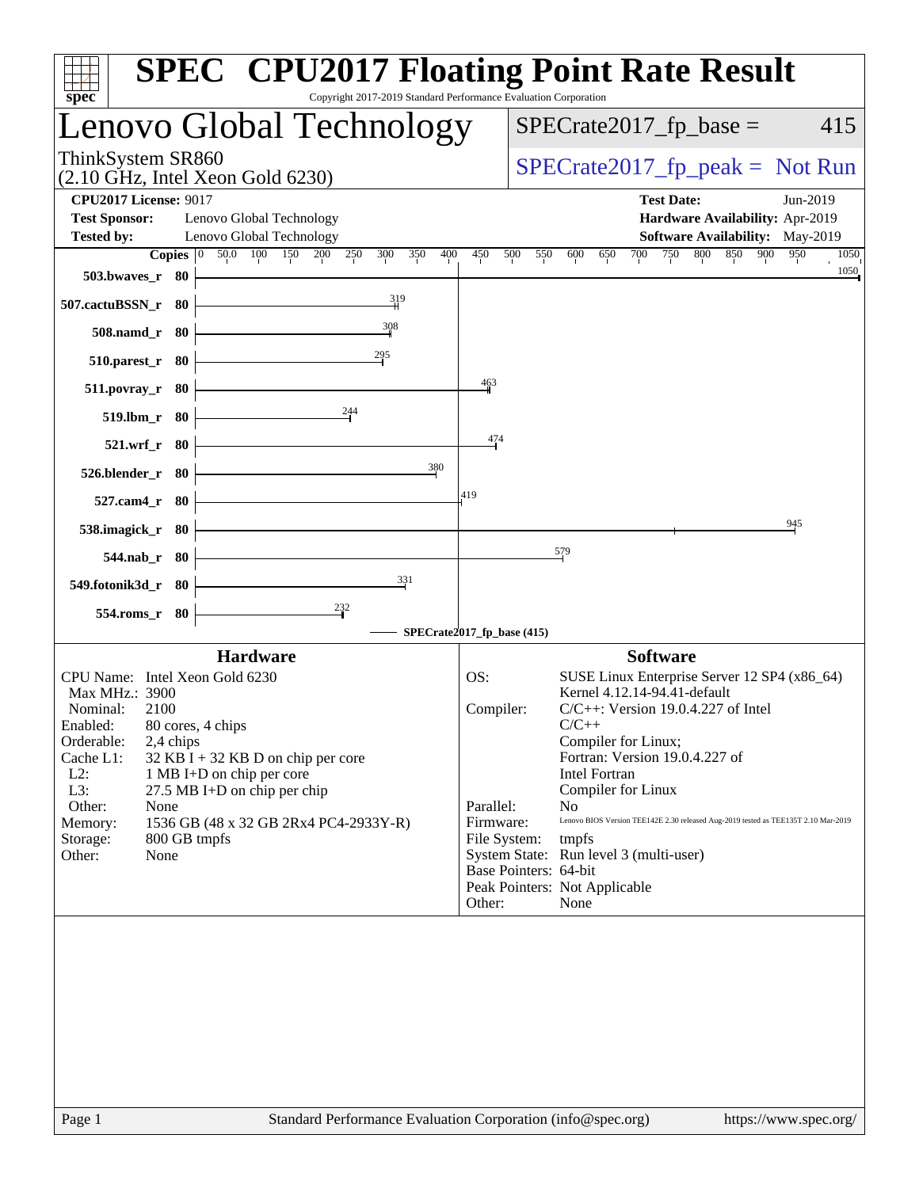# SPEC CPU2017 Floating Point Rate Result

Copyright 2017-2019 Standard Performance Evaluation Corporation

## Lenovo Global Technology

ThinkSystem SR860
(2.10 GHz, Intel Xeon Gold 6230)

SPECrate2017_fp_base = 415

SPECrate2017_fp_peak = Not Run

**CPU2017 License:** 9017
**Test Sponsor:** Lenovo Global Technology
**Tested by:** Lenovo Global Technology

**Test Date:** Jun-2019
**Hardware Availability:** Apr-2019
**Software Availability:** May-2019

| Benchmark | Copies | Base Ratio |
|---|---|---|
| 503.bwaves_r | 80 | 1050 |
| 507.cactuBSSN_r | 80 | 319 |
| 508.namd_r | 80 | 308 |
| 510.parest_r | 80 | 295 |
| 511.povray_r | 80 | 463 |
| 519.lbm_r | 80 | 244 |
| 521.wrf_r | 80 | 474 |
| 526.blender_r | 80 | 380 |
| 527.cam4_r | 80 | 419 |
| 538.imagick_r | 80 | 945 |
| 544.nab_r | 80 | 579 |
| 549.fotonik3d_r | 80 | 331 |
| 554.roms_r | 80 | 232 |

SPECrate2017_fp_base (415)

### Hardware

| | |
|---|---|
| CPU Name: | Intel Xeon Gold 6230 |
| Max MHz.: | 3900 |
| Nominal: | 2100 |
| Enabled: | 80 cores, 4 chips |
| Orderable: | 2,4 chips |
| Cache L1: | 32 KB I + 32 KB D on chip per core |
| L2: | 1 MB I+D on chip per core |
| L3: | 27.5 MB I+D on chip per chip |
| Other: | None |
| Memory: | 1536 GB (48 x 32 GB 2Rx4 PC4-2933Y-R) |
| Storage: | 800 GB tmpfs |
| Other: | None |

### Software

| | |
|---|---|
| OS: | SUSE Linux Enterprise Server 12 SP4 (x86_64) Kernel 4.12.14-94.41-default |
| Compiler: | C/C++: Version 19.0.4.227 of Intel C/C++ Compiler for Linux; Fortran: Version 19.0.4.227 of Intel Fortran Compiler for Linux |
| Parallel: | No |
| Firmware: | Lenovo BIOS Version TEE142E 2.30 released Aug-2019 tested as TEE135T 2.10 Mar-2019 |
| File System: | tmpfs |
| System State: | Run level 3 (multi-user) |
| Base Pointers: | 64-bit |
| Peak Pointers: | Not Applicable |
| Other: | None |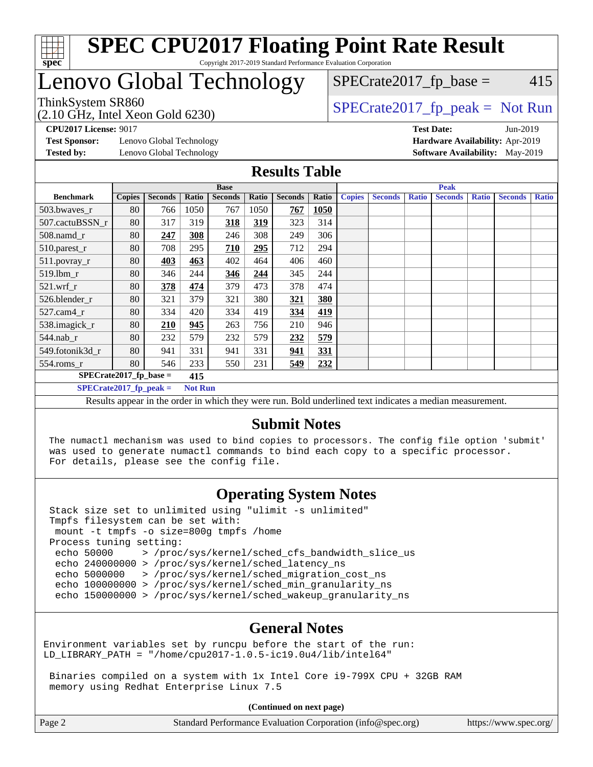# SPEC CPU2017 Floating Point Rate Result

Copyright 2017-2019 Standard Performance Evaluation Corporation

# Lenovo Global Technology

ThinkSystem SR860
(2.10 GHz, Intel Xeon Gold 6230)

SPECrate2017_fp_base = 415

SPECrate2017_fp_peak = Not Run

**CPU2017 License:** 9017
**Test Sponsor:** Lenovo Global Technology
**Tested by:** Lenovo Global Technology

**Test Date:** Jun-2019
**Hardware Availability:** Apr-2019
**Software Availability:** May-2019

## Results Table

| Benchmark | Base | | | | | | | Peak | | | | | | |
|---|---|---|---|---|---|---|---|---|---|---|---|---|---|---|
| | Copies | Seconds | Ratio | Seconds | Ratio | Seconds | Ratio | Copies | Seconds | Ratio | Seconds | Ratio | Seconds | Ratio |
| 503.bwaves_r | 80 | 766 | 1050 | 767 | 1050 | **767** | **1050** | | | | | | | |
| 507.cactuBSSN_r | 80 | 317 | 319 | **318** | **319** | 323 | 314 | | | | | | | |
| 508.namd_r | 80 | **247** | **308** | 246 | 308 | 249 | 306 | | | | | | | |
| 510.parest_r | 80 | 708 | 295 | **710** | **295** | 712 | 294 | | | | | | | |
| 511.povray_r | 80 | **403** | **463** | 402 | 464 | 406 | 460 | | | | | | | |
| 519.lbm_r | 80 | 346 | 244 | **346** | **244** | 345 | 244 | | | | | | | |
| 521.wrf_r | 80 | **378** | **474** | 379 | 473 | 378 | 474 | | | | | | | |
| 526.blender_r | 80 | 321 | 379 | 321 | 380 | **321** | **380** | | | | | | | |
| 527.cam4_r | 80 | 334 | 420 | 334 | 419 | **334** | **419** | | | | | | | |
| 538.imagick_r | 80 | **210** | **945** | 263 | 756 | 210 | 946 | | | | | | | |
| 544.nab_r | 80 | 232 | 579 | 232 | 579 | **232** | **579** | | | | | | | |
| 549.fotonik3d_r | 80 | 941 | 331 | 941 | 331 | **941** | **331** | | | | | | | |
| 554.roms_r | 80 | 546 | 233 | 550 | 231 | **549** | **232** | | | | | | | |

**SPECrate2017_fp_base = 415**

**SPECrate2017_fp_peak = Not Run**

Results appear in the order in which they were run. Bold underlined text indicates a median measurement.

## Submit Notes

```
The numactl mechanism was used to bind copies to processors. The config file option 'submit'
was used to generate numactl commands to bind each copy to a specific processor.
For details, please see the config file.
```

## Operating System Notes

```
Stack size set to unlimited using "ulimit -s unlimited"
Tmpfs filesystem can be set with:
 mount -t tmpfs -o size=800g tmpfs /home
Process tuning setting:
 echo 50000     > /proc/sys/kernel/sched_cfs_bandwidth_slice_us
 echo 240000000 > /proc/sys/kernel/sched_latency_ns
 echo 5000000   > /proc/sys/kernel/sched_migration_cost_ns
 echo 100000000 > /proc/sys/kernel/sched_min_granularity_ns
 echo 150000000 > /proc/sys/kernel/sched_wakeup_granularity_ns
```

## General Notes

```
Environment variables set by runcpu before the start of the run:
LD_LIBRARY_PATH = "/home/cpu2017-1.0.5-ic19.0u4/lib/intel64"

 Binaries compiled on a system with 1x Intel Core i9-799X CPU + 32GB RAM
 memory using Redhat Enterprise Linux 7.5
```

**(Continued on next page)**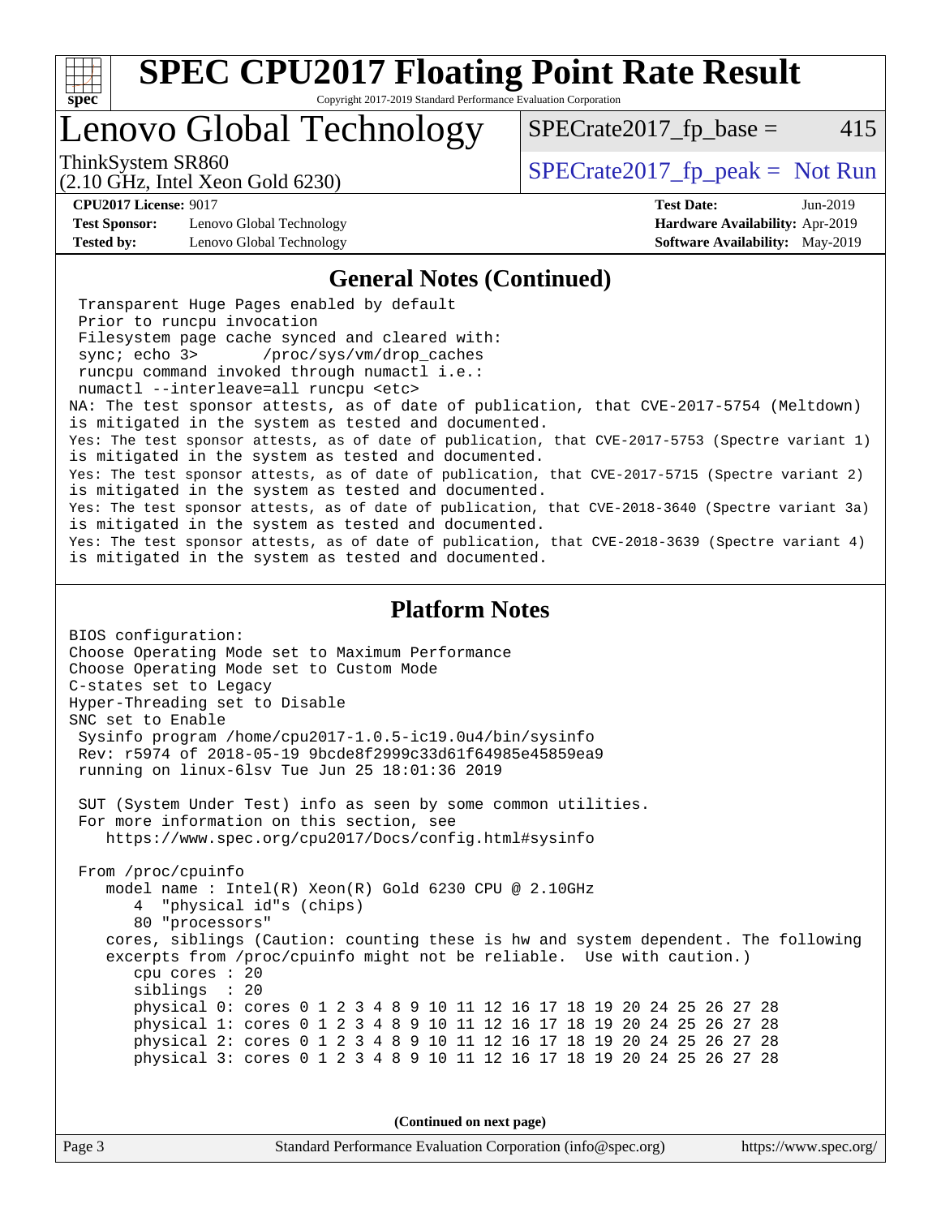# SPEC CPU2017 Floating Point Rate Result

Copyright 2017-2019 Standard Performance Evaluation Corporation

# Lenovo Global Technology

ThinkSystem SR860
(2.10 GHz, Intel Xeon Gold 6230)

SPECrate2017_fp_base = 415

SPECrate2017_fp_peak = Not Run

**CPU2017 License:** 9017
**Test Sponsor:** Lenovo Global Technology
**Tested by:** Lenovo Global Technology

**Test Date:** Jun-2019
**Hardware Availability:** Apr-2019
**Software Availability:** May-2019

## General Notes (Continued)

```
 Transparent Huge Pages enabled by default
 Prior to runcpu invocation
 Filesystem page cache synced and cleared with:
 sync; echo 3>       /proc/sys/vm/drop_caches
 runcpu command invoked through numactl i.e.:
 numactl --interleave=all runcpu <etc>
NA: The test sponsor attests, as of date of publication, that CVE-2017-5754 (Meltdown)
is mitigated in the system as tested and documented.
Yes: The test sponsor attests, as of date of publication, that CVE-2017-5753 (Spectre variant 1)
is mitigated in the system as tested and documented.
Yes: The test sponsor attests, as of date of publication, that CVE-2017-5715 (Spectre variant 2)
is mitigated in the system as tested and documented.
Yes: The test sponsor attests, as of date of publication, that CVE-2018-3640 (Spectre variant 3a)
is mitigated in the system as tested and documented.
Yes: The test sponsor attests, as of date of publication, that CVE-2018-3639 (Spectre variant 4)
is mitigated in the system as tested and documented.
```

## Platform Notes

```
BIOS configuration:
Choose Operating Mode set to Maximum Performance
Choose Operating Mode set to Custom Mode
C-states set to Legacy
Hyper-Threading set to Disable
SNC set to Enable
 Sysinfo program /home/cpu2017-1.0.5-ic19.0u4/bin/sysinfo
 Rev: r5974 of 2018-05-19 9bcde8f2999c33d61f64985e45859ea9
 running on linux-6lsv Tue Jun 25 18:01:36 2019

 SUT (System Under Test) info as seen by some common utilities.
 For more information on this section, see
    https://www.spec.org/cpu2017/Docs/config.html#sysinfo

 From /proc/cpuinfo
    model name : Intel(R) Xeon(R) Gold 6230 CPU @ 2.10GHz
       4  "physical id"s (chips)
       80 "processors"
    cores, siblings (Caution: counting these is hw and system dependent. The following
    excerpts from /proc/cpuinfo might not be reliable.  Use with caution.)
       cpu cores : 20
       siblings  : 20
       physical 0: cores 0 1 2 3 4 8 9 10 11 12 16 17 18 19 20 24 25 26 27 28
       physical 1: cores 0 1 2 3 4 8 9 10 11 12 16 17 18 19 20 24 25 26 27 28
       physical 2: cores 0 1 2 3 4 8 9 10 11 12 16 17 18 19 20 24 25 26 27 28
       physical 3: cores 0 1 2 3 4 8 9 10 11 12 16 17 18 19 20 24 25 26 27 28
```

(Continued on next page)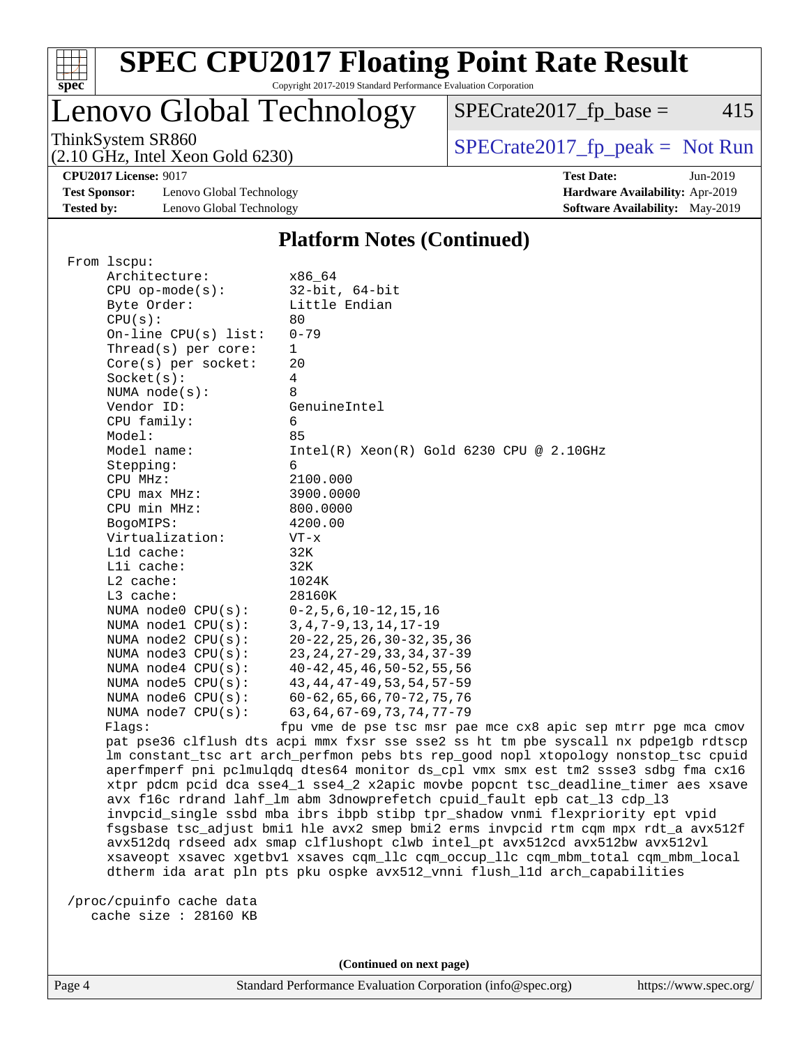# SPEC CPU2017 Floating Point Rate Result

Copyright 2017-2019 Standard Performance Evaluation Corporation

## Lenovo Global Technology

ThinkSystem SR860
(2.10 GHz, Intel Xeon Gold 6230)

SPECrate2017_fp_base = 415

SPECrate2017_fp_peak = Not Run

**CPU2017 License:** 9017
**Test Sponsor:** Lenovo Global Technology
**Tested by:** Lenovo Global Technology

**Test Date:** Jun-2019
**Hardware Availability:** Apr-2019
**Software Availability:** May-2019

### Platform Notes (Continued)

```
From lscpu:
     Architecture:          x86_64
     CPU op-mode(s):        32-bit, 64-bit
     Byte Order:            Little Endian
     CPU(s):                80
     On-line CPU(s) list:   0-79
     Thread(s) per core:    1
     Core(s) per socket:    20
     Socket(s):             4
     NUMA node(s):          8
     Vendor ID:             GenuineIntel
     CPU family:            6
     Model:                 85
     Model name:            Intel(R) Xeon(R) Gold 6230 CPU @ 2.10GHz
     Stepping:              6
     CPU MHz:               2100.000
     CPU max MHz:           3900.0000
     CPU min MHz:           800.0000
     BogoMIPS:              4200.00
     Virtualization:        VT-x
     L1d cache:             32K
     L1i cache:             32K
     L2 cache:              1024K
     L3 cache:              28160K
     NUMA node0 CPU(s):     0-2,5,6,10-12,15,16
     NUMA node1 CPU(s):     3,4,7-9,13,14,17-19
     NUMA node2 CPU(s):     20-22,25,26,30-32,35,36
     NUMA node3 CPU(s):     23,24,27-29,33,34,37-39
     NUMA node4 CPU(s):     40-42,45,46,50-52,55,56
     NUMA node5 CPU(s):     43,44,47-49,53,54,57-59
     NUMA node6 CPU(s):     60-62,65,66,70-72,75,76
     NUMA node7 CPU(s):     63,64,67-69,73,74,77-79
     Flags:                 fpu vme de pse tsc msr pae mce cx8 apic sep mtrr pge mca cmov
     pat pse36 clflush dts acpi mmx fxsr sse sse2 ss ht tm pbe syscall nx pdpe1gb rdtscp
     lm constant_tsc art arch_perfmon pebs bts rep_good nopl xtopology nonstop_tsc cpuid
     aperfmperf pni pclmulqdq dtes64 monitor ds_cpl vmx smx est tm2 ssse3 sdbg fma cx16
     xtpr pdcm pcid dca sse4_1 sse4_2 x2apic movbe popcnt tsc_deadline_timer aes xsave
     avx f16c rdrand lahf_lm abm 3dnowprefetch cpuid_fault epb cat_l3 cdp_l3
     invpcid_single ssbd mba ibrs ibpb stibp tpr_shadow vnmi flexpriority ept vpid
     fsgsbase tsc_adjust bmi1 hle avx2 smep bmi2 erms invpcid rtm cqm mpx rdt_a avx512f
     avx512dq rdseed adx smap clflushopt clwb intel_pt avx512cd avx512bw avx512vl
     xsaveopt xsavec xgetbv1 xsaves cqm_llc cqm_occup_llc cqm_mbm_total cqm_mbm_local
     dtherm ida arat pln pts pku ospke avx512_vnni flush_l1d arch_capabilities

 /proc/cpuinfo cache data
    cache size : 28160 KB
```

**(Continued on next page)**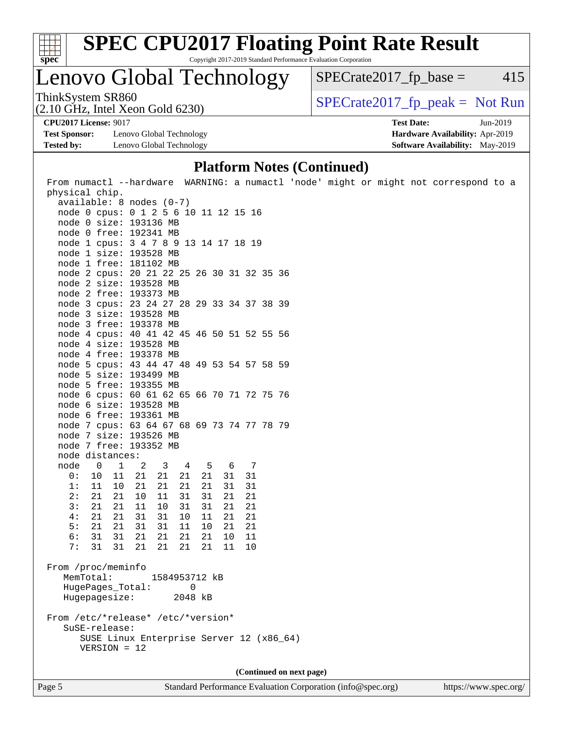## Platform Notes (Continued)

```
From numactl --hardware  WARNING: a numactl 'node' might or might not correspond to a
physical chip.
  available: 8 nodes (0-7)
  node 0 cpus: 0 1 2 5 6 10 11 12 15 16
  node 0 size: 193136 MB
  node 0 free: 192341 MB
  node 1 cpus: 3 4 7 8 9 13 14 17 18 19
  node 1 size: 193528 MB
  node 1 free: 181102 MB
  node 2 cpus: 20 21 22 25 26 30 31 32 35 36
  node 2 size: 193528 MB
  node 2 free: 193373 MB
  node 3 cpus: 23 24 27 28 29 33 34 37 38 39
  node 3 size: 193528 MB
  node 3 free: 193378 MB
  node 4 cpus: 40 41 42 45 46 50 51 52 55 56
  node 4 size: 193528 MB
  node 4 free: 193378 MB
  node 5 cpus: 43 44 47 48 49 53 54 57 58 59
  node 5 size: 193499 MB
  node 5 free: 193355 MB
  node 6 cpus: 60 61 62 65 66 70 71 72 75 76
  node 6 size: 193528 MB
  node 6 free: 193361 MB
  node 7 cpus: 63 64 67 68 69 73 74 77 78 79
  node 7 size: 193526 MB
  node 7 free: 193352 MB
  node distances:
  node   0   1   2   3   4   5   6   7
    0:  10  11  21  21  21  21  31  31
    1:  11  10  21  21  21  21  31  31
    2:  21  21  10  11  31  31  21  21
    3:  21  21  11  10  31  31  21  21
    4:  21  21  31  31  10  11  21  21
    5:  21  21  31  31  11  10  21  21
    6:  31  31  21  21  21  21  10  11
    7:  31  31  21  21  21  21  11  10

From /proc/meminfo
   MemTotal:       1584953712 kB
   HugePages_Total:       0
   Hugepagesize:       2048 kB

From /etc/*release* /etc/*version*
   SuSE-release:
      SUSE Linux Enterprise Server 12 (x86_64)
      VERSION = 12
```

(Continued on next page)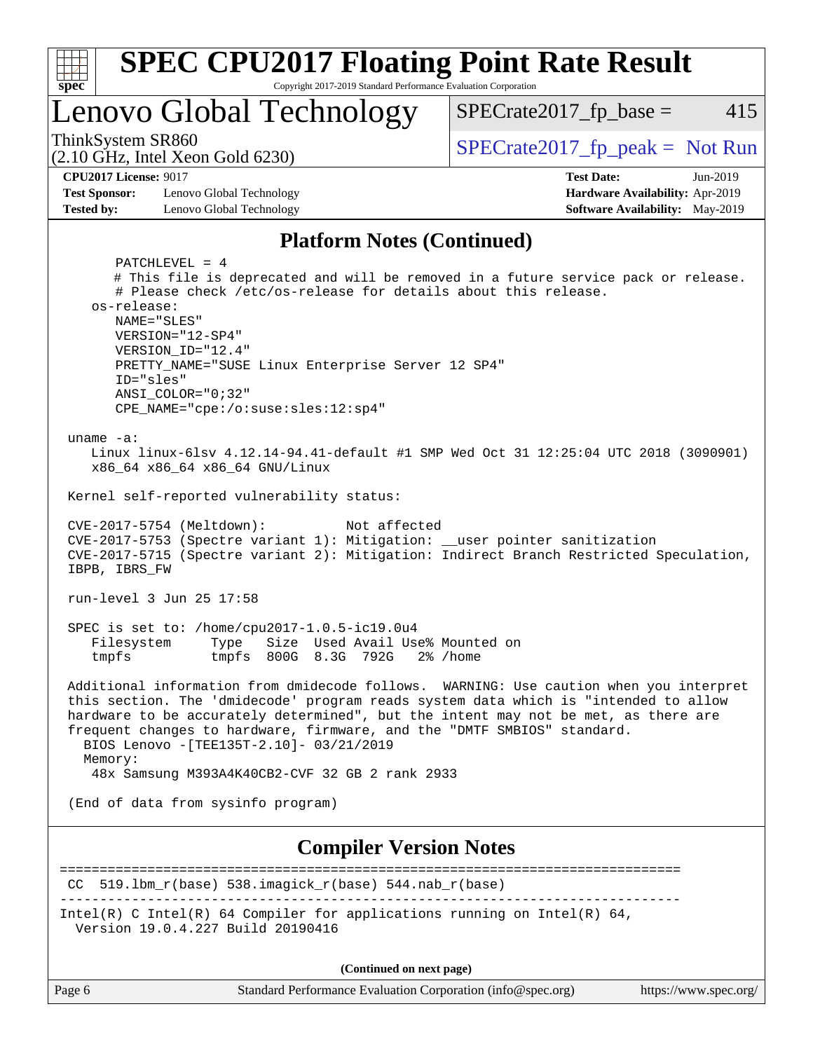## Platform Notes (Continued)

```
      PATCHLEVEL = 4
      # This file is deprecated and will be removed in a future service pack or release.
      # Please check /etc/os-release for details about this release.
   os-release:
      NAME="SLES"
      VERSION="12-SP4"
      VERSION_ID="12.4"
      PRETTY_NAME="SUSE Linux Enterprise Server 12 SP4"
      ID="sles"
      ANSI_COLOR="0;32"
      CPE_NAME="cpe:/o:suse:sles:12:sp4"

 uname -a:
    Linux linux-6lsv 4.12.14-94.41-default #1 SMP Wed Oct 31 12:25:04 UTC 2018 (3090901)
    x86_64 x86_64 x86_64 GNU/Linux

 Kernel self-reported vulnerability status:

 CVE-2017-5754 (Meltdown):          Not affected
 CVE-2017-5753 (Spectre variant 1): Mitigation: __user pointer sanitization
 CVE-2017-5715 (Spectre variant 2): Mitigation: Indirect Branch Restricted Speculation,
 IBPB, IBRS_FW

 run-level 3 Jun 25 17:58

 SPEC is set to: /home/cpu2017-1.0.5-ic19.0u4
    Filesystem     Type   Size  Used Avail Use% Mounted on
    tmpfs          tmpfs  800G  8.3G  792G   2% /home

 Additional information from dmidecode follows.  WARNING: Use caution when you interpret
 this section. The 'dmidecode' program reads system data which is "intended to allow
 hardware to be accurately determined", but the intent may not be met, as there are
 frequent changes to hardware, firmware, and the "DMTF SMBIOS" standard.
   BIOS Lenovo -[TEE135T-2.10]- 03/21/2019
   Memory:
    48x Samsung M393A4K40CB2-CVF 32 GB 2 rank 2933

 (End of data from sysinfo program)
```

## Compiler Version Notes

```
==============================================================================
 CC  519.lbm_r(base) 538.imagick_r(base) 544.nab_r(base)
------------------------------------------------------------------------------
Intel(R) C Intel(R) 64 Compiler for applications running on Intel(R) 64,
  Version 19.0.4.227 Build 20190416
```

**(Continued on next page)**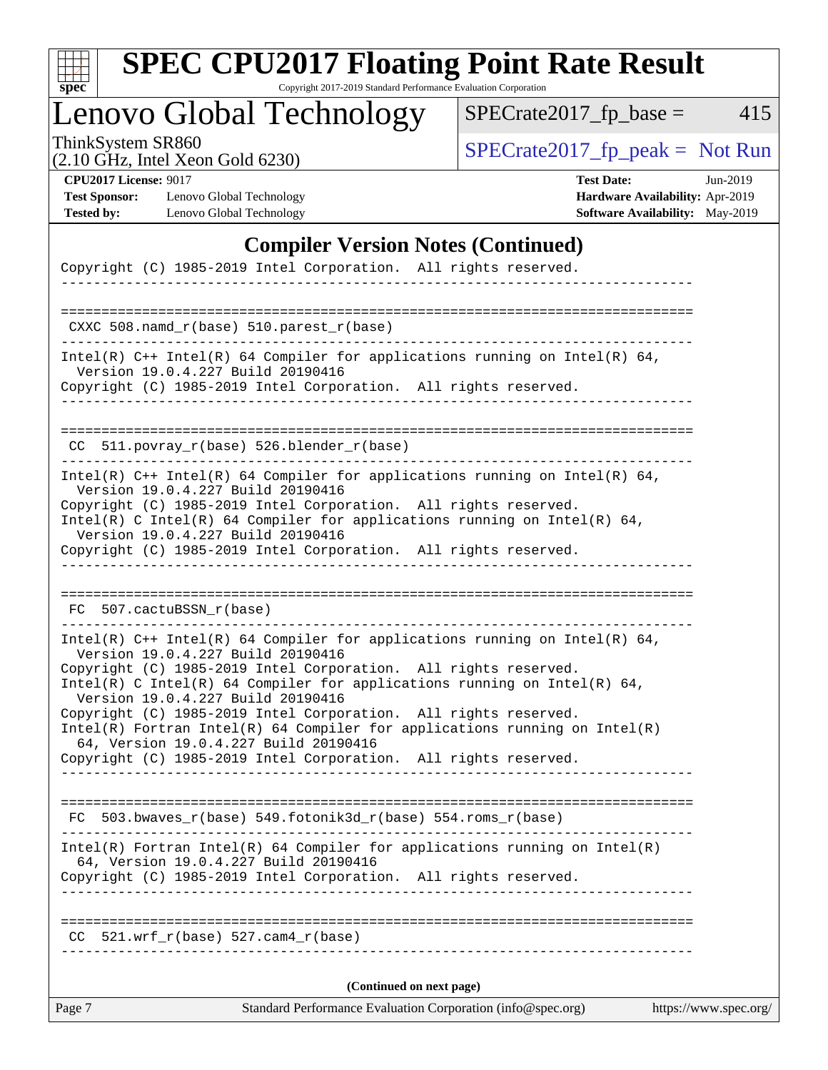# SPEC CPU2017 Floating Point Rate Result

Copyright 2017-2019 Standard Performance Evaluation Corporation

## Lenovo Global Technology

ThinkSystem SR860
(2.10 GHz, Intel Xeon Gold 6230)

SPECrate2017_fp_base = 415

SPECrate2017_fp_peak = Not Run

**CPU2017 License:** 9017
**Test Sponsor:** Lenovo Global Technology
**Tested by:** Lenovo Global Technology

**Test Date:** Jun-2019
**Hardware Availability:** Apr-2019
**Software Availability:** May-2019

### Compiler Version Notes (Continued)

```
Copyright (C) 1985-2019 Intel Corporation.  All rights reserved.
------------------------------------------------------------------------------

==============================================================================
 CXXC 508.namd_r(base) 510.parest_r(base)
------------------------------------------------------------------------------
Intel(R) C++ Intel(R) 64 Compiler for applications running on Intel(R) 64,
  Version 19.0.4.227 Build 20190416
Copyright (C) 1985-2019 Intel Corporation.  All rights reserved.
------------------------------------------------------------------------------

==============================================================================
 CC  511.povray_r(base) 526.blender_r(base)
------------------------------------------------------------------------------
Intel(R) C++ Intel(R) 64 Compiler for applications running on Intel(R) 64,
  Version 19.0.4.227 Build 20190416
Copyright (C) 1985-2019 Intel Corporation.  All rights reserved.
Intel(R) C Intel(R) 64 Compiler for applications running on Intel(R) 64,
  Version 19.0.4.227 Build 20190416
Copyright (C) 1985-2019 Intel Corporation.  All rights reserved.
------------------------------------------------------------------------------

==============================================================================
 FC  507.cactuBSSN_r(base)
------------------------------------------------------------------------------
Intel(R) C++ Intel(R) 64 Compiler for applications running on Intel(R) 64,
  Version 19.0.4.227 Build 20190416
Copyright (C) 1985-2019 Intel Corporation.  All rights reserved.
Intel(R) C Intel(R) 64 Compiler for applications running on Intel(R) 64,
  Version 19.0.4.227 Build 20190416
Copyright (C) 1985-2019 Intel Corporation.  All rights reserved.
Intel(R) Fortran Intel(R) 64 Compiler for applications running on Intel(R)
  64, Version 19.0.4.227 Build 20190416
Copyright (C) 1985-2019 Intel Corporation.  All rights reserved.
------------------------------------------------------------------------------

==============================================================================
 FC  503.bwaves_r(base) 549.fotonik3d_r(base) 554.roms_r(base)
------------------------------------------------------------------------------
Intel(R) Fortran Intel(R) 64 Compiler for applications running on Intel(R)
  64, Version 19.0.4.227 Build 20190416
Copyright (C) 1985-2019 Intel Corporation.  All rights reserved.
------------------------------------------------------------------------------

==============================================================================
 CC  521.wrf_r(base) 527.cam4_r(base)
------------------------------------------------------------------------------
```

**(Continued on next page)**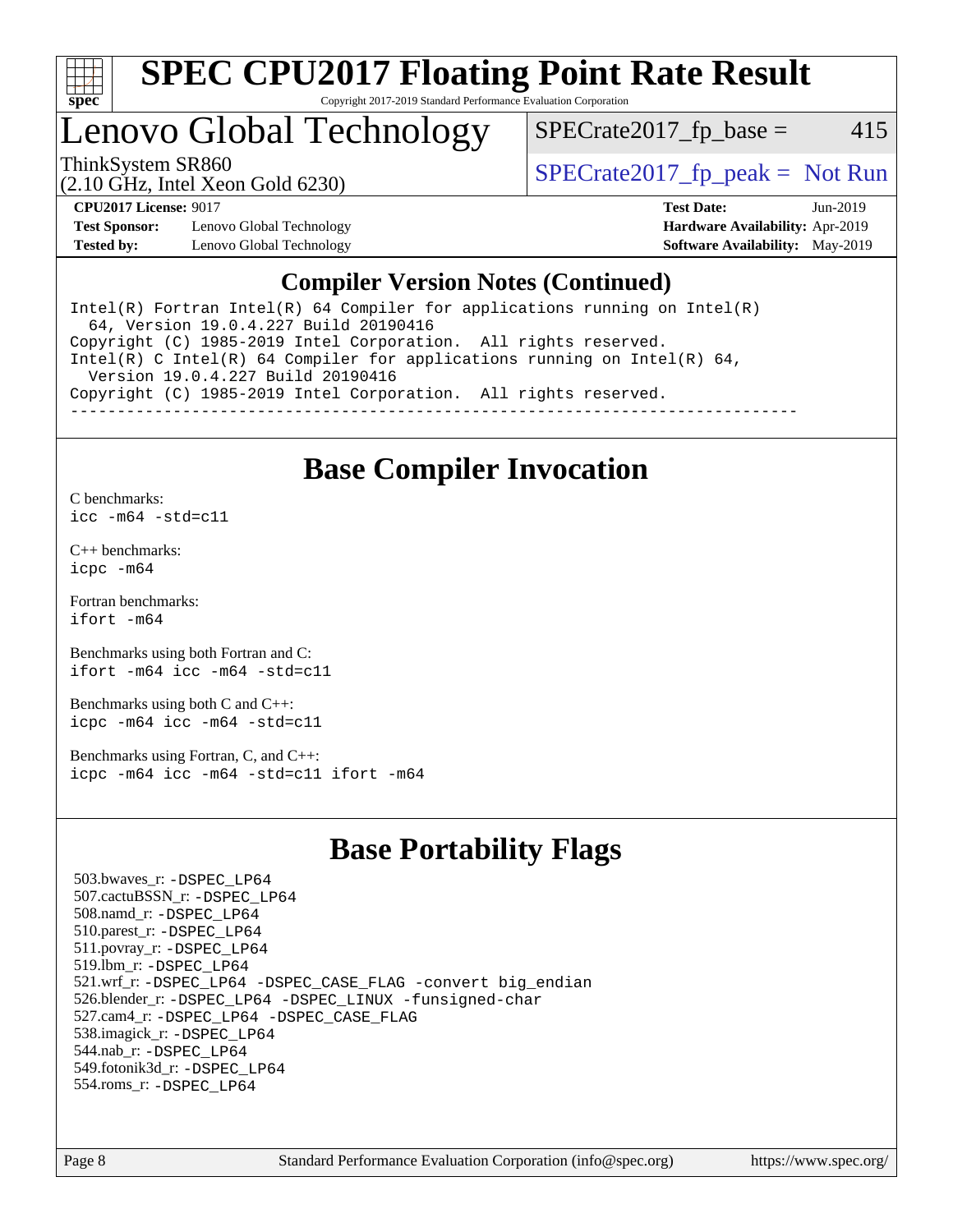# SPEC CPU2017 Floating Point Rate Result

Copyright 2017-2019 Standard Performance Evaluation Corporation

## Lenovo Global Technology

ThinkSystem SR860
(2.10 GHz, Intel Xeon Gold 6230)

SPECrate2017_fp_base = 415

SPECrate2017_fp_peak = Not Run

**CPU2017 License:** 9017
**Test Sponsor:** Lenovo Global Technology
**Tested by:** Lenovo Global Technology

**Test Date:** Jun-2019
**Hardware Availability:** Apr-2019
**Software Availability:** May-2019

## Compiler Version Notes (Continued)

```
Intel(R) Fortran Intel(R) 64 Compiler for applications running on Intel(R)
  64, Version 19.0.4.227 Build 20190416
Copyright (C) 1985-2019 Intel Corporation.  All rights reserved.
Intel(R) C Intel(R) 64 Compiler for applications running on Intel(R) 64,
  Version 19.0.4.227 Build 20190416
Copyright (C) 1985-2019 Intel Corporation.  All rights reserved.
------------------------------------------------------------------------------
```

## Base Compiler Invocation

C benchmarks:
`icc -m64 -std=c11`

C++ benchmarks:
`icpc -m64`

Fortran benchmarks:
`ifort -m64`

Benchmarks using both Fortran and C:
`ifort -m64 icc -m64 -std=c11`

Benchmarks using both C and C++:
`icpc -m64 icc -m64 -std=c11`

Benchmarks using Fortran, C, and C++:
`icpc -m64 icc -m64 -std=c11 ifort -m64`

## Base Portability Flags

503.bwaves_r: `-DSPEC_LP64`
507.cactuBSSN_r: `-DSPEC_LP64`
508.namd_r: `-DSPEC_LP64`
510.parest_r: `-DSPEC_LP64`
511.povray_r: `-DSPEC_LP64`
519.lbm_r: `-DSPEC_LP64`
521.wrf_r: `-DSPEC_LP64 -DSPEC_CASE_FLAG -convert big_endian`
526.blender_r: `-DSPEC_LP64 -DSPEC_LINUX -funsigned-char`
527.cam4_r: `-DSPEC_LP64 -DSPEC_CASE_FLAG`
538.imagick_r: `-DSPEC_LP64`
544.nab_r: `-DSPEC_LP64`
549.fotonik3d_r: `-DSPEC_LP64`
554.roms_r: `-DSPEC_LP64`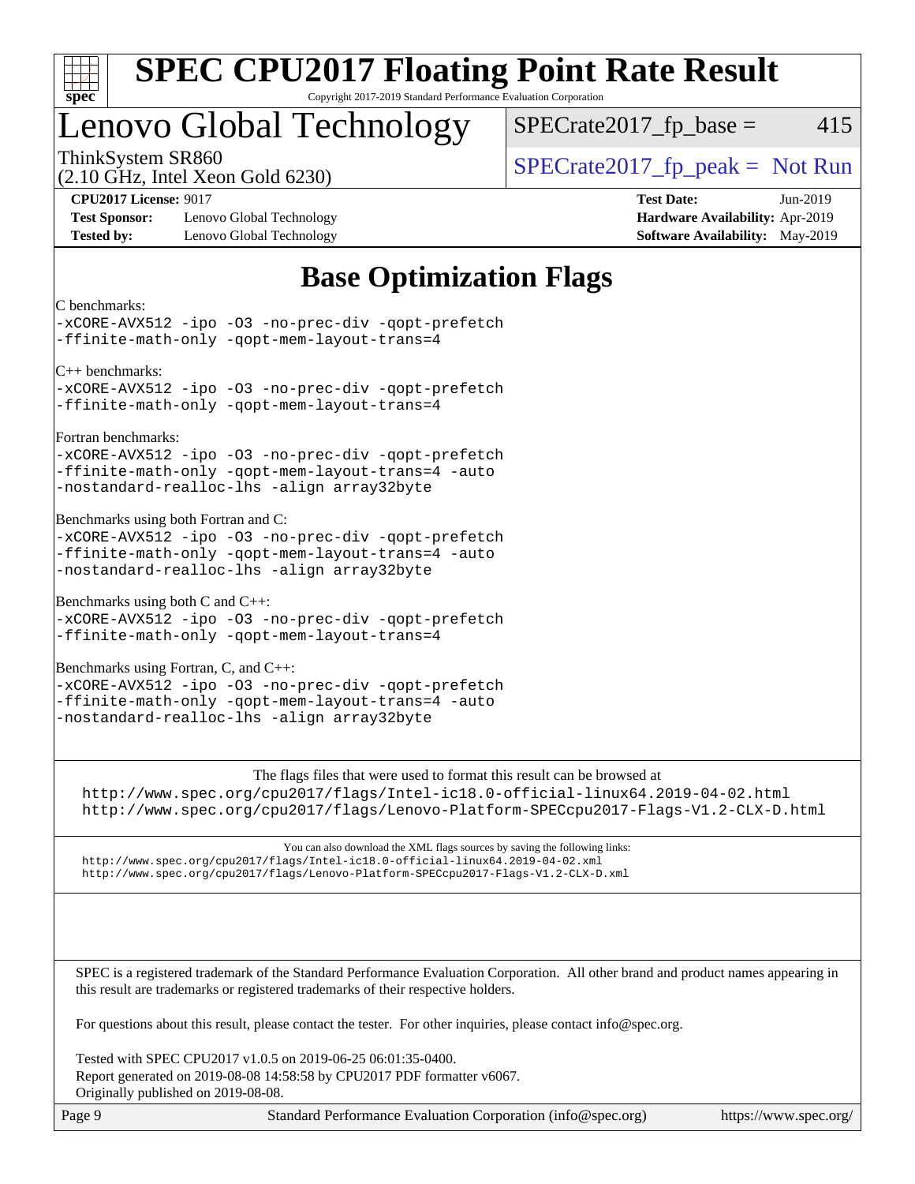# SPEC CPU2017 Floating Point Rate Result

Copyright 2017-2019 Standard Performance Evaluation Corporation

# Lenovo Global Technology

ThinkSystem SR860
(2.10 GHz, Intel Xeon Gold 6230)

SPECrate2017_fp_base = 415

SPECrate2017_fp_peak = Not Run

**CPU2017 License:** 9017
**Test Sponsor:** Lenovo Global Technology
**Tested by:** Lenovo Global Technology

**Test Date:** Jun-2019
**Hardware Availability:** Apr-2019
**Software Availability:** May-2019

## Base Optimization Flags

C benchmarks:

```
-xCORE-AVX512 -ipo -O3 -no-prec-div -qopt-prefetch
-ffinite-math-only -qopt-mem-layout-trans=4
```

C++ benchmarks:

```
-xCORE-AVX512 -ipo -O3 -no-prec-div -qopt-prefetch
-ffinite-math-only -qopt-mem-layout-trans=4
```

Fortran benchmarks:

```
-xCORE-AVX512 -ipo -O3 -no-prec-div -qopt-prefetch
-ffinite-math-only -qopt-mem-layout-trans=4 -auto
-nostandard-realloc-lhs -align array32byte
```

Benchmarks using both Fortran and C:

```
-xCORE-AVX512 -ipo -O3 -no-prec-div -qopt-prefetch
-ffinite-math-only -qopt-mem-layout-trans=4 -auto
-nostandard-realloc-lhs -align array32byte
```

Benchmarks using both C and C++:

```
-xCORE-AVX512 -ipo -O3 -no-prec-div -qopt-prefetch
-ffinite-math-only -qopt-mem-layout-trans=4
```

Benchmarks using Fortran, C, and C++:

```
-xCORE-AVX512 -ipo -O3 -no-prec-div -qopt-prefetch
-ffinite-math-only -qopt-mem-layout-trans=4 -auto
-nostandard-realloc-lhs -align array32byte
```

The flags files that were used to format this result can be browsed at

http://www.spec.org/cpu2017/flags/Intel-ic18.0-official-linux64.2019-04-02.html
http://www.spec.org/cpu2017/flags/Lenovo-Platform-SPECcpu2017-Flags-V1.2-CLX-D.html

You can also download the XML flags sources by saving the following links:

http://www.spec.org/cpu2017/flags/Intel-ic18.0-official-linux64.2019-04-02.xml
http://www.spec.org/cpu2017/flags/Lenovo-Platform-SPECcpu2017-Flags-V1.2-CLX-D.xml

SPEC is a registered trademark of the Standard Performance Evaluation Corporation. All other brand and product names appearing in this result are trademarks or registered trademarks of their respective holders.

For questions about this result, please contact the tester. For other inquiries, please contact info@spec.org.

Tested with SPEC CPU2017 v1.0.5 on 2019-06-25 06:01:35-0400.
Report generated on 2019-08-08 14:58:58 by CPU2017 PDF formatter v6067.
Originally published on 2019-08-08.